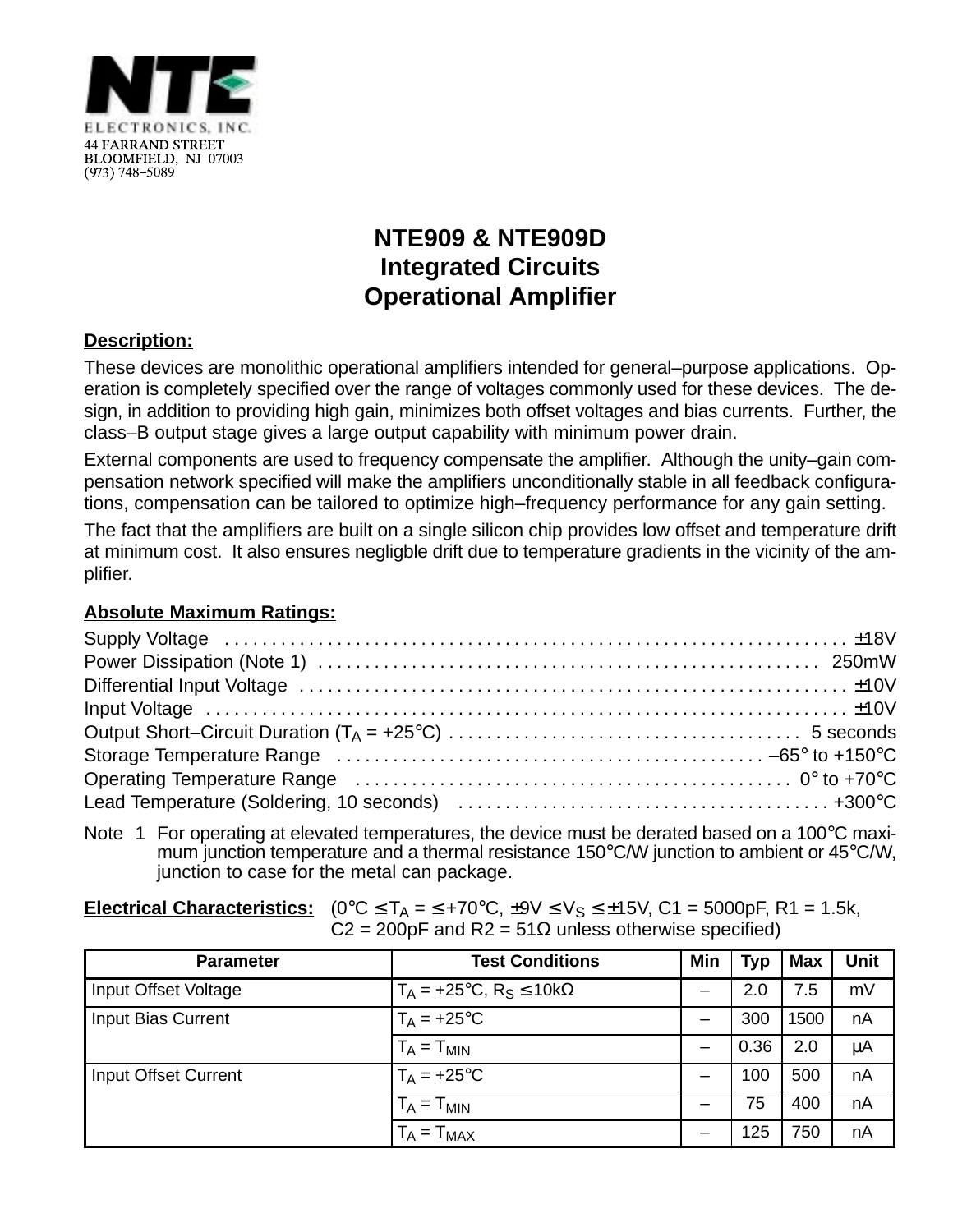NTE
ELECTRONICS, INC.
44 FARRAND STREET
BLOOMFIELD, NJ 07003
(973) 748–5089

# NTE909 & NTE909D
# Integrated Circuits
# Operational Amplifier

**Description:**

These devices are monolithic operational amplifiers intended for general–purpose applications. Operation is completely specified over the range of voltages commonly used for these devices. The design, in addition to providing high gain, minimizes both offset voltages and bias currents. Further, the class–B output stage gives a large output capability with minimum power drain.

External components are used to frequency compensate the amplifier. Although the unity–gain compensation network specified will make the amplifiers unconditionally stable in all feedback configurations, compensation can be tailored to optimize high–frequency performance for any gain setting.

The fact that the amplifiers are built on a single silicon chip provides low offset and temperature drift at minimum cost. It also ensures negligble drift due to temperature gradients in the vicinity of the amplifier.

**Absolute Maximum Ratings:**

Supply Voltage . . . . . . . . . . . . . . . . . . . . . . . . . . . . . . . . . . . . . . . . . . . . . . . . . . . . . . . . . . . . . . . . . ±18V
Power Dissipation (Note 1) . . . . . . . . . . . . . . . . . . . . . . . . . . . . . . . . . . . . . . . . . . . . . . . . . . . . . 250mW
Differential Input Voltage . . . . . . . . . . . . . . . . . . . . . . . . . . . . . . . . . . . . . . . . . . . . . . . . . . . . . . . . . ±10V
Input Voltage . . . . . . . . . . . . . . . . . . . . . . . . . . . . . . . . . . . . . . . . . . . . . . . . . . . . . . . . . . . . . . . . . . ±10V
Output Short–Circuit Duration ($T_A$ = +25°C) . . . . . . . . . . . . . . . . . . . . . . . . . . . . . . . . . . . . . . 5 seconds
Storage Temperature Range . . . . . . . . . . . . . . . . . . . . . . . . . . . . . . . . . . . . . . . . . . . . . –65° to +150°C
Operating Temperature Range . . . . . . . . . . . . . . . . . . . . . . . . . . . . . . . . . . . . . . . . . . . . . . . . 0° to +70°C
Lead Temperature (Soldering, 10 seconds) . . . . . . . . . . . . . . . . . . . . . . . . . . . . . . . . . . . . . . . +300°C

Note 1 For operating at elevated temperatures, the device must be derated based on a 100°C maximum junction temperature and a thermal resistance 150°C/W junction to ambient or 45°C/W, junction to case for the metal can package.

**Electrical Characteristics:** (0°C ≤ $T_A$ = ≤ +70°C, ±9V ≤ $V_S$ ≤ ±15V, C1 = 5000pF, R1 = 1.5k, C2 = 200pF and R2 = 51Ω unless otherwise specified)

| Parameter | Test Conditions | Min | Typ | Max | Unit |
|---|---|---|---|---|---|
| Input Offset Voltage | $T_A$ = +25°C, $R_S$ ≤ 10kΩ | – | 2.0 | 7.5 | mV |
| Input Bias Current | $T_A$ = +25°C | – | 300 | 1500 | nA |
| | $T_A = T_{MIN}$ | – | 0.36 | 2.0 | μA |
| Input Offset Current | $T_A$ = +25°C | – | 100 | 500 | nA |
| | $T_A = T_{MIN}$ | – | 75 | 400 | nA |
| | $T_A = T_{MAX}$ | – | 125 | 750 | nA |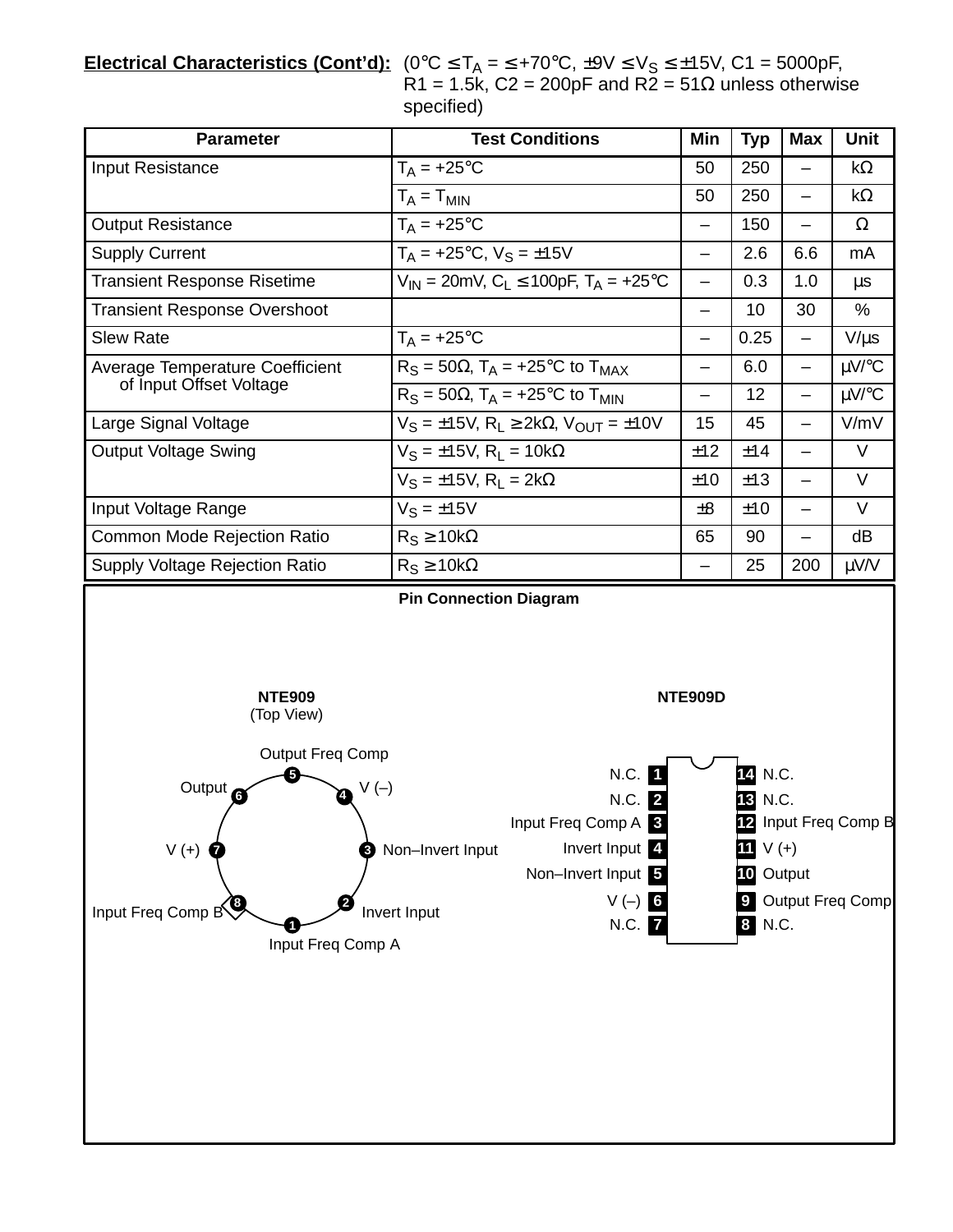**Electrical Characteristics (Cont'd):** (0°C ≤ $T_A$ = ≤ +70°C, ±9V ≤ $V_S$ ≤ ±15V, C1 = 5000pF, R1 = 1.5k, C2 = 200pF and R2 = 51Ω unless otherwise specified)

| Parameter | Test Conditions | Min | Typ | Max | Unit |
|---|---|---|---|---|---|
| Input Resistance | $T_A$ = +25°C | 50 | 250 | – | kΩ |
| | $T_A$ = $T_{MIN}$ | 50 | 250 | – | kΩ |
| Output Resistance | $T_A$ = +25°C | – | 150 | – | Ω |
| Supply Current | $T_A$ = +25°C, $V_S$ = ±15V | – | 2.6 | 6.6 | mA |
| Transient Response Risetime | $V_{IN}$ = 20mV, $C_L$ ≤ 100pF, $T_A$ = +25°C | – | 0.3 | 1.0 | µs |
| Transient Response Overshoot | | – | 10 | 30 | % |
| Slew Rate | $T_A$ = +25°C | – | 0.25 | – | V/µs |
| Average Temperature Coefficient of Input Offset Voltage | $R_S$ = 50Ω, $T_A$ = +25°C to $T_{MAX}$ | – | 6.0 | – | µV/°C |
| | $R_S$ = 50Ω, $T_A$ = +25°C to $T_{MIN}$ | – | 12 | – | µV/°C |
| Large Signal Voltage | $V_S$ = ±15V, $R_L$ ≥ 2kΩ, $V_{OUT}$ = ±10V | 15 | 45 | – | V/mV |
| Output Voltage Swing | $V_S$ = ±15V, $R_L$ = 10kΩ | ±12 | ±14 | – | V |
| | $V_S$ = ±15V, $R_L$ = 2kΩ | ±10 | ±13 | – | V |
| Input Voltage Range | $V_S$ = ±15V | ±8 | ±10 | – | V |
| Common Mode Rejection Ratio | $R_S$ ≥ 10kΩ | 65 | 90 | – | dB |
| Supply Voltage Rejection Ratio | $R_S$ ≥ 10kΩ | – | 25 | 200 | µV/V |

**Pin Connection Diagram**

**NTE909**
(Top View)

| Pin | Function |
|---|---|
| 1 | Input Freq Comp A |
| 2 | Invert Input |
| 3 | Non–Invert Input |
| 4 | V (–) |
| 5 | Output Freq Comp |
| 6 | Output |
| 7 | V (+) |
| 8 | Input Freq Comp B |

**NTE909D**

| Pin | Function | Pin | Function |
|---|---|---|---|
| 1 | N.C. | 14 | N.C. |
| 2 | N.C. | 13 | N.C. |
| 3 | Input Freq Comp A | 12 | Input Freq Comp B |
| 4 | Invert Input | 11 | V (+) |
| 5 | Non–Invert Input | 10 | Output |
| 6 | V (–) | 9 | Output Freq Comp |
| 7 | N.C. | 8 | N.C. |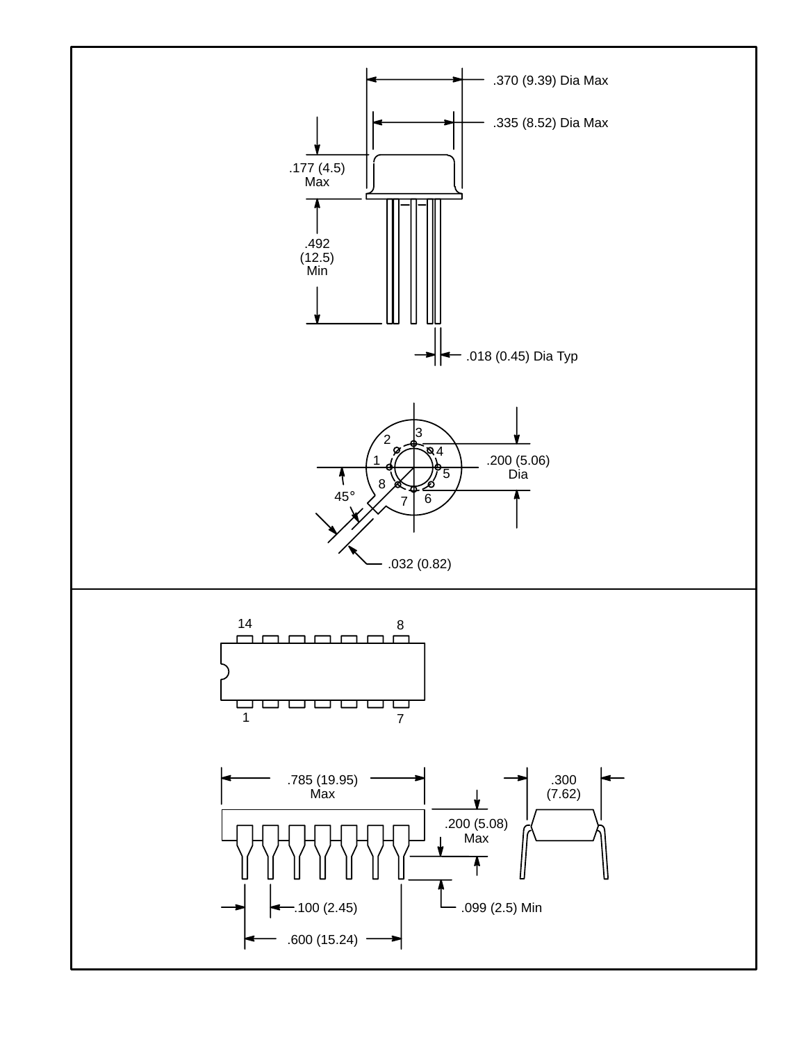.370 (9.39) Dia Max

.335 (8.52) Dia Max

.177 (4.5) Max

.492 (12.5) Min

.018 (0.45) Dia Typ

3
2
4
1
5
8
6
7

.200 (5.06) Dia

45°

.032 (0.82)

14
8
1
7

.785 (19.95) Max

.300 (7.62)

.200 (5.08) Max

.100 (2.45)

.099 (2.5) Min

.600 (15.24)